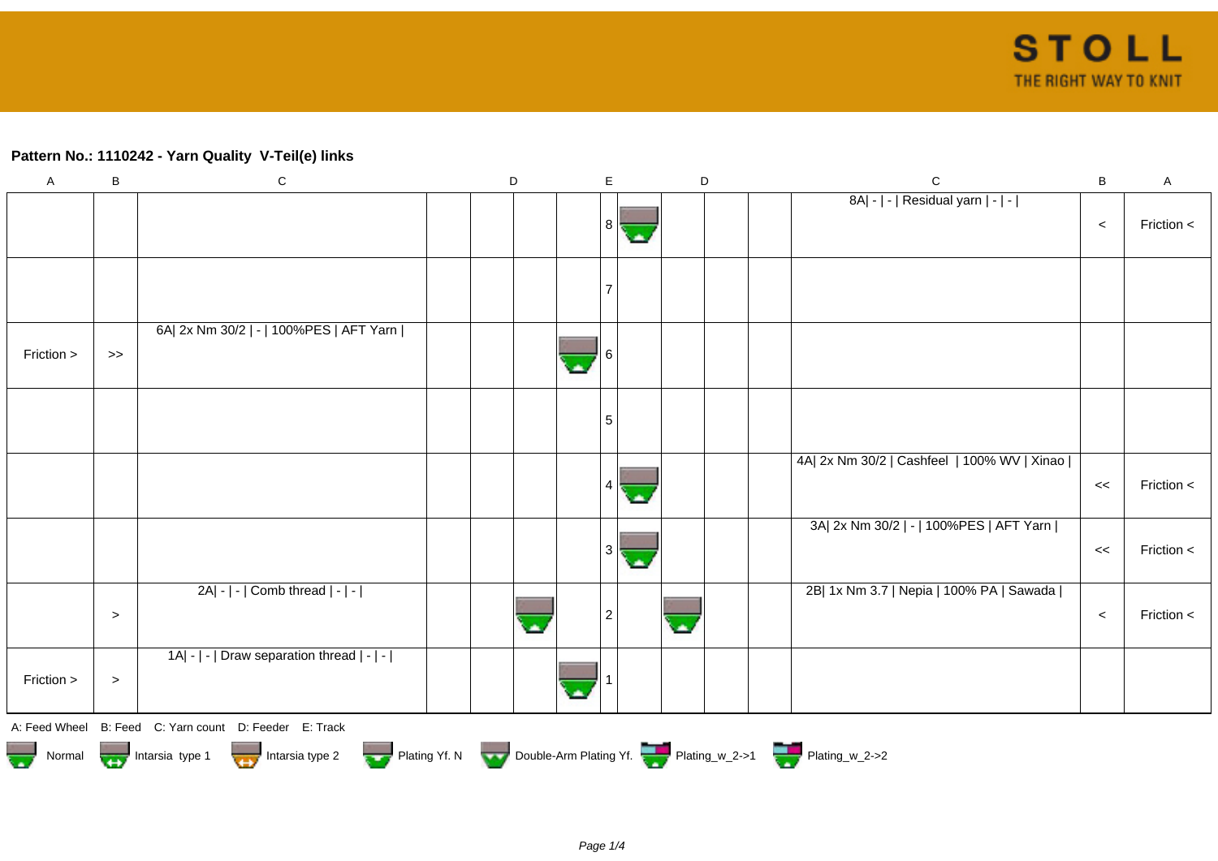## Pattern No.: 1110242 - Yarn Quality  V-Teil(e) links

| A | B | C | D | D | D | D | E | D | D | D | D | C | B | A |
|---|---|---|---|---|---|---|---|---|---|---|---|---|---|---|
| | | | | | | | 8 | ▼ | | | | 8A\| - \| - \| Residual yarn \| - \| - \| | < | Friction < |
| | | | | | | | 7 | | | | | | | |
| Friction > | >> | 6A\| 2x Nm 30/2 \| - \| 100%PES \| AFT Yarn \| | | | | ▼ | 6 | | | | | | | |
| | | | | | | | 5 | | | | | | | |
| | | | | | | | 4 | ▼ | | | | 4A\| 2x Nm 30/2 \| Cashfeel  \| 100% WV \| Xinao \| | << | Friction < |
| | | | | | | | 3 | ▼ | | | | 3A\| 2x Nm 30/2 \| - \| 100%PES \| AFT Yarn \| | << | Friction < |
| | > | 2A\| - \| - \| Comb thread \| - \| - \| | | | ▼ | | 2 | | ▼ | | | 2B\| 1x Nm 3.7 \| Nepia \| 100% PA \| Sawada \| | < | Friction < |
| Friction > | > | 1A\| - \| - \| Draw separation thread \| - \| - \| | | | | ▼ | 1 | | | | | | | |

A: Feed Wheel    B: Feed    C: Yarn count    D: Feeder    E: Track

Normal    Intarsia  type 1    Intarsia type 2    Plating Yf. N    Double-Arm Plating Yf.    Plating_w_2->1    Plating_w_2->2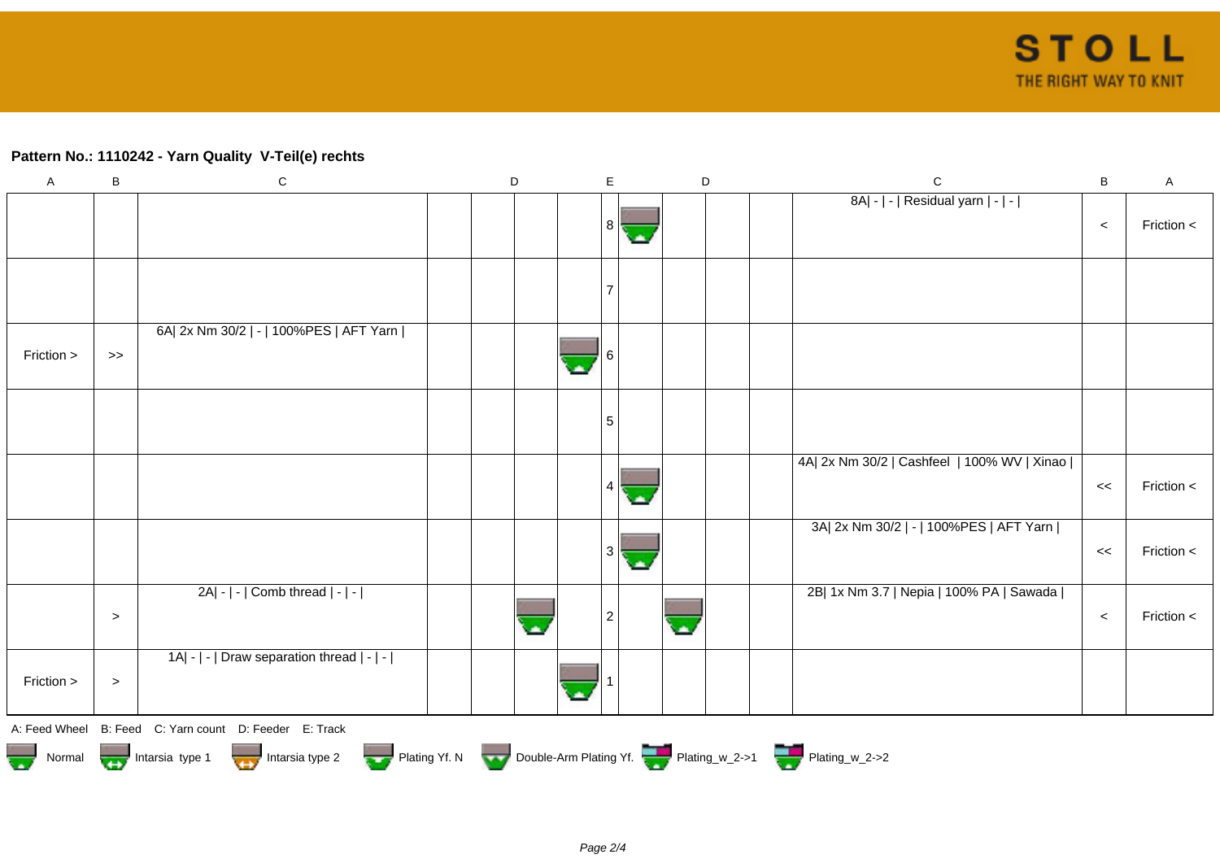## Pattern No.: 1110242 - Yarn Quality  V-Teil(e) rechts

| A | B | C | D | D | D | D | E | D | D | D | D | C | B | A |
|---|---|---|---|---|---|---|---|---|---|---|---|---|---|---|
| | | | | | | | 8 | ▼ | | | | 8A\| - \| - \| Residual yarn \| - \| - \| | < | Friction < |
| | | | | | | | 7 | | | | | | | |
| Friction > | >> | 6A\| 2x Nm 30/2 \| - \| 100%PES \| AFT Yarn \| | | | | ▼ | 6 | | | | | | | |
| | | | | | | | 5 | | | | | | | |
| | | | | | | | 4 | ▼ | | | | 4A\| 2x Nm 30/2 \| Cashfeel  \| 100% WV \| Xinao \| | << | Friction < |
| | | | | | | | 3 | ▼ | | | | 3A\| 2x Nm 30/2 \| - \| 100%PES \| AFT Yarn \| | << | Friction < |
| | > | 2A\| - \| - \| Comb thread \| - \| - \| | | | ▼ | | 2 | | ▼ | | | 2B\| 1x Nm 3.7 \| Nepia \| 100% PA \| Sawada \| | < | Friction < |
| Friction > | > | 1A\| - \| - \| Draw separation thread \| - \| - \| | | | | ▼ | 1 | | | | | | | |

A: Feed Wheel   B: Feed   C: Yarn count   D: Feeder   E: Track

Normal   Intarsia type 1   Intarsia type 2   Plating Yf. N   Double-Arm Plating Yf.   Plating_w_2->1   Plating_w_2->2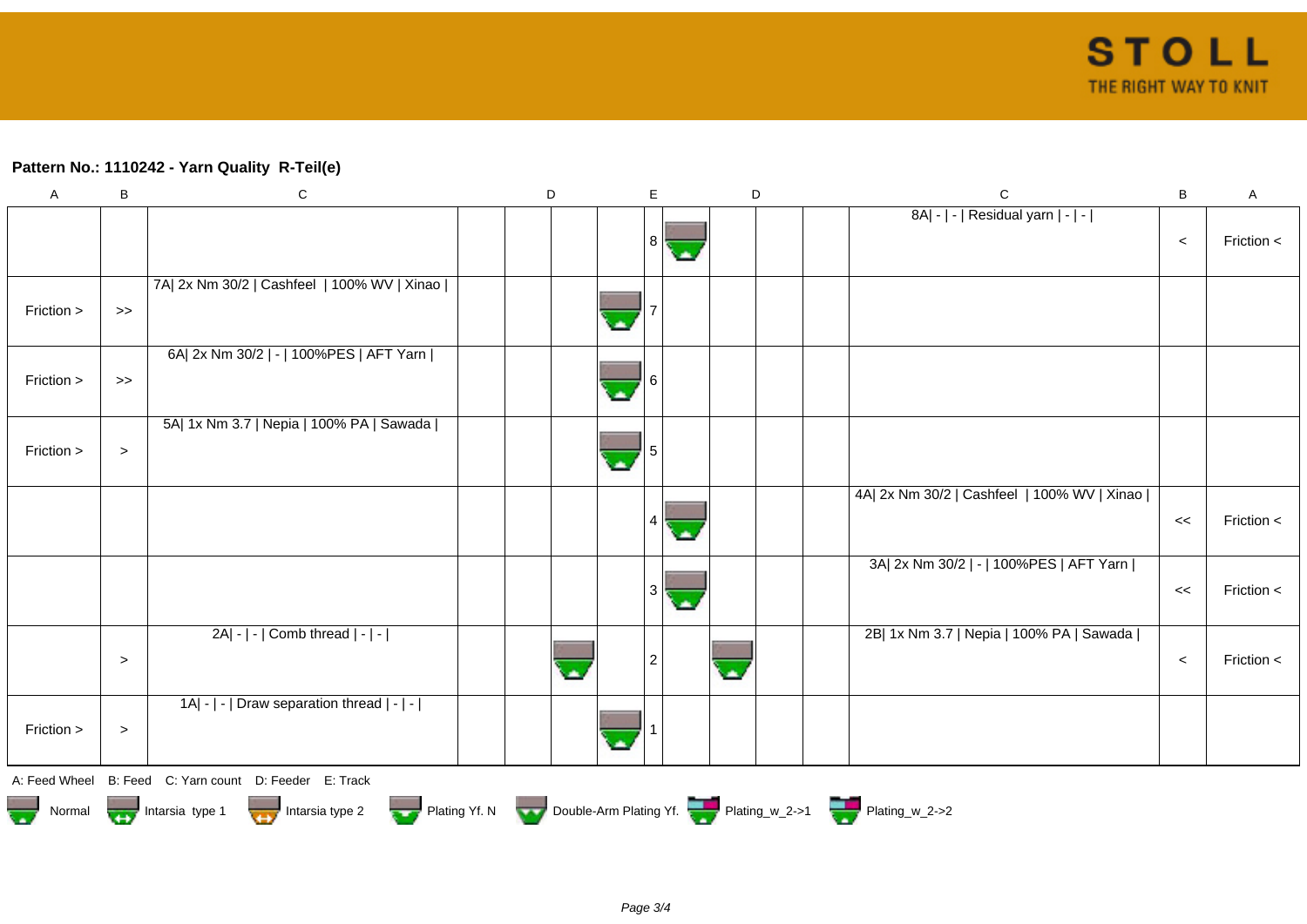**Pattern No.: 1110242 - Yarn Quality  R-Teil(e)**

| A | B | C | D | | | | E | D | | | | C | B | A |
|---|---|---|---|---|---|---|---|---|---|---|---|---|---|---|
| | | | | | | | 8 | | | | | 8A\| - \| - \| Residual yarn \| - \| - \| | < | Friction < |
| Friction > | >> | 7A\| 2x Nm 30/2 \| Cashfeel  \| 100% WV \| Xinao \| | | | | | 7 | | | | | | | |
| Friction > | >> | 6A\| 2x Nm 30/2 \| - \| 100%PES \| AFT Yarn \| | | | | | 6 | | | | | | | |
| Friction > | > | 5A\| 1x Nm 3.7 \| Nepia \| 100% PA \| Sawada \| | | | | | 5 | | | | | | | |
| | | | | | | | 4 | | | | | 4A\| 2x Nm 30/2 \| Cashfeel  \| 100% WV \| Xinao \| | << | Friction < |
| | | | | | | | 3 | | | | | 3A\| 2x Nm 30/2 \| - \| 100%PES \| AFT Yarn \| | << | Friction < |
| | > | 2A\| - \| - \| Comb thread \| - \| - \| | | | | | 2 | | | | | 2B\| 1x Nm 3.7 \| Nepia \| 100% PA \| Sawada \| | < | Friction < |
| Friction > | > | 1A\| - \| - \| Draw separation thread \| - \| - \| | | | | | 1 | | | | | | | |

A: Feed Wheel    B: Feed    C: Yarn count    D: Feeder    E: Track

Normal    Intarsia  type 1    Intarsia type 2    Plating Yf. N    Double-Arm Plating Yf.    Plating_w_2->1    Plating_w_2->2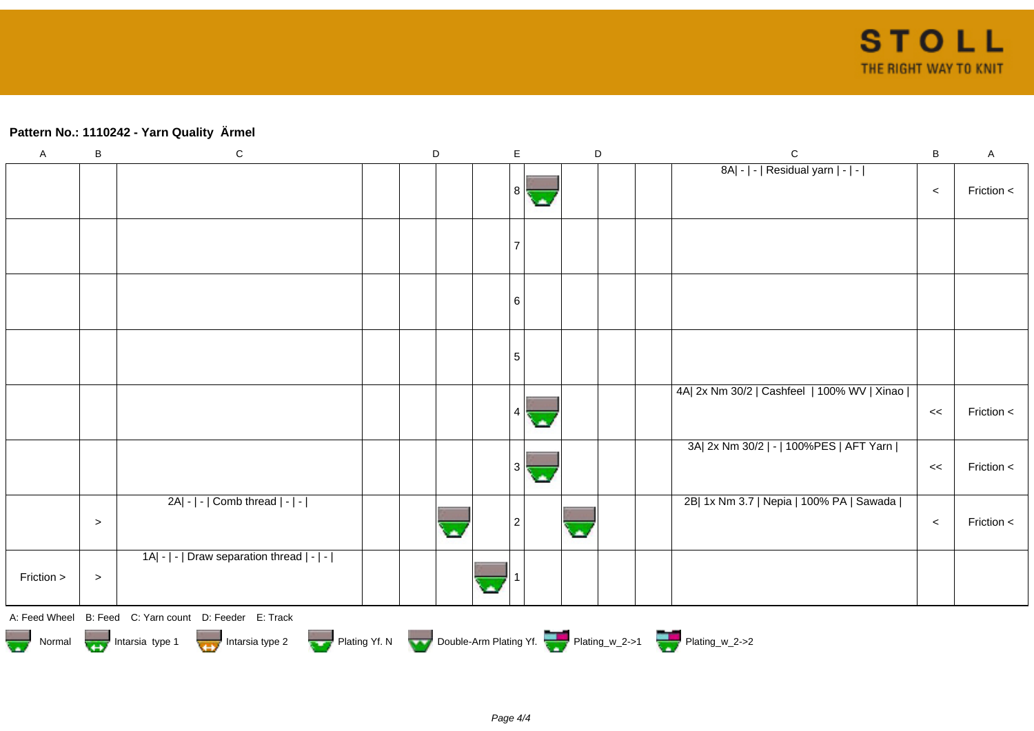**Pattern No.: 1110242 - Yarn Quality  Ärmel**

| A | B | C | D | D | D | D | E | D | D | D | D | C | B | A |
|---|---|---|---|---|---|---|---|---|---|---|---|---|---|---|
| | | | | | | | 8 | | | | | 8A\| - \| - \| Residual yarn \| - \| - \| | < | Friction < |
| | | | | | | | 7 | | | | | | | |
| | | | | | | | 6 | | | | | | | |
| | | | | | | | 5 | | | | | | | |
| | | | | | | | 4 | | | | | 4A\| 2x Nm 30/2 \| Cashfeel \| 100% WV \| Xinao \| | << | Friction < |
| | | | | | | | 3 | | | | | 3A\| 2x Nm 30/2 \| - \| 100%PES \| AFT Yarn \| | << | Friction < |
| | > | 2A\| - \| - \| Comb thread \| - \| - \| | | | | | 2 | | | | | 2B\| 1x Nm 3.7 \| Nepia \| 100% PA \| Sawada \| | < | Friction < |
| Friction > | > | 1A\| - \| - \| Draw separation thread \| - \| - \| | | | | | 1 | | | | | | | |

A: Feed Wheel   B: Feed   C: Yarn count   D: Feeder   E: Track

Normal   Intarsia type 1   Intarsia type 2   Plating Yf. N   Double-Arm Plating Yf.   Plating_w_2->1   Plating_w_2->2